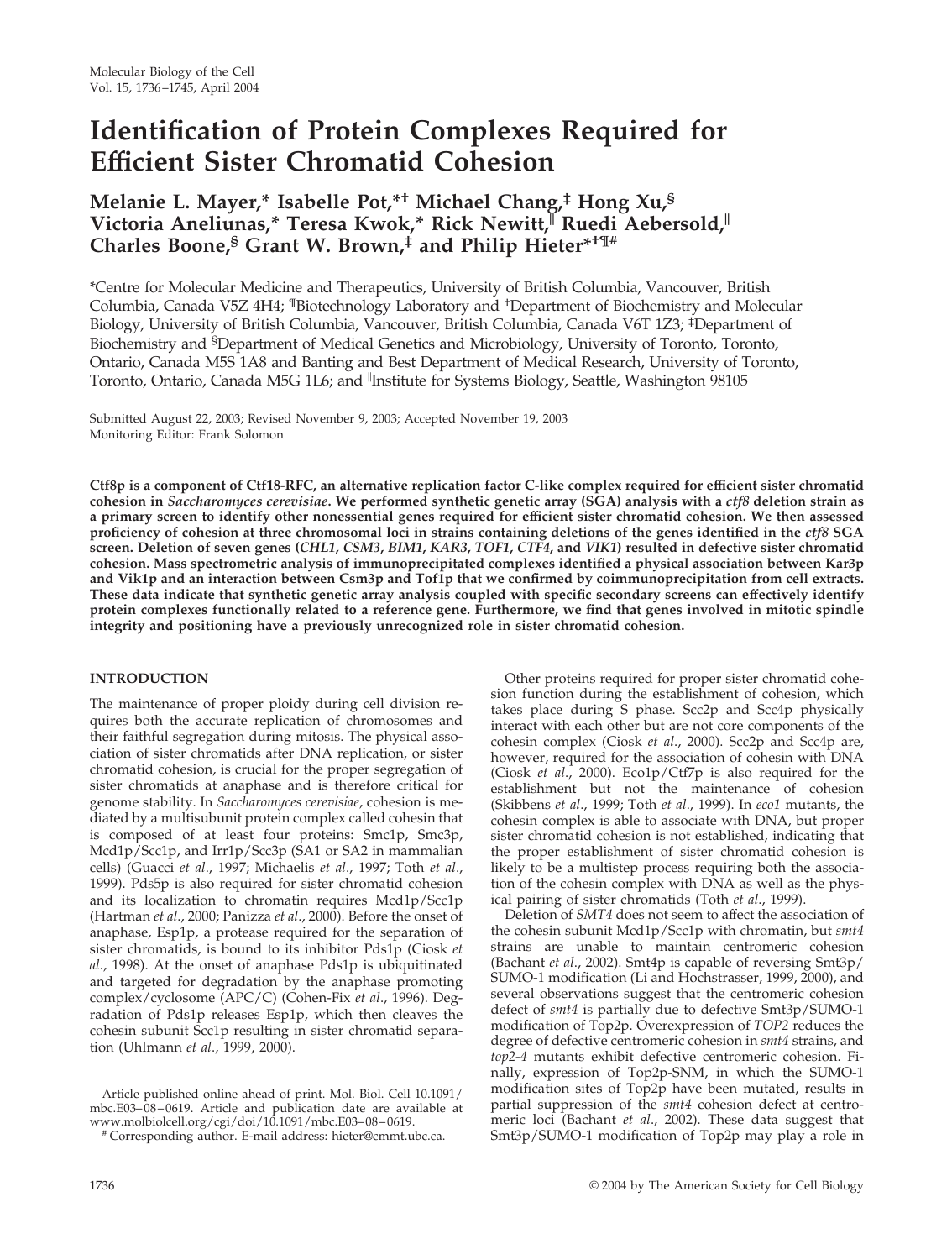# Identification of Protein Complexes Required for Efficient Sister Chromatid Cohesion

**Melanie L. Mayer,[*] Isabelle Pot,[*†] Michael Chang,[‡] Hong Xu,[§] Victoria Aneliunas,[*] Teresa Kwok,[*] Rick Newitt,[‖] Ruedi Aebersold,[‖] Charles Boone,[§] Grant W. Brown,[‡] and Philip Hieter[*†¶#]**

[*]Centre for Molecular Medicine and Therapeutics, University of British Columbia, Vancouver, British Columbia, Canada V5Z 4H4; [¶]Biotechnology Laboratory and [†]Department of Biochemistry and Molecular Biology, University of British Columbia, Vancouver, British Columbia, Canada V6T 1Z3; [‡]Department of Biochemistry and [§]Department of Medical Genetics and Microbiology, University of Toronto, Toronto, Ontario, Canada M5S 1A8 and Banting and Best Department of Medical Research, University of Toronto, Toronto, Ontario, Canada M5G 1L6; and [‖]Institute for Systems Biology, Seattle, Washington 98105

Submitted August 22, 2003; Revised November 9, 2003; Accepted November 19, 2003
Monitoring Editor: Frank Solomon

**Ctf8p is a component of Ctf18-RFC, an alternative replication factor C-like complex required for efficient sister chromatid cohesion in *Saccharomyces cerevisiae*. We performed synthetic genetic array (SGA) analysis with a *ctf8* deletion strain as a primary screen to identify other nonessential genes required for efficient sister chromatid cohesion. We then assessed proficiency of cohesion at three chromosomal loci in strains containing deletions of the genes identified in the *ctf8* SGA screen. Deletion of seven genes (*CHL1*, *CSM3*, *BIM1*, *KAR3*, *TOF1*, *CTF4*, and *VIK1*) resulted in defective sister chromatid cohesion. Mass spectrometric analysis of immunoprecipitated complexes identified a physical association between Kar3p and Vik1p and an interaction between Csm3p and Tof1p that we confirmed by coimmunoprecipitation from cell extracts. These data indicate that synthetic genetic array analysis coupled with specific secondary screens can effectively identify protein complexes functionally related to a reference gene. Furthermore, we find that genes involved in mitotic spindle integrity and positioning have a previously unrecognized role in sister chromatid cohesion.**

## INTRODUCTION

The maintenance of proper ploidy during cell division requires both the accurate replication of chromosomes and their faithful segregation during mitosis. The physical association of sister chromatids after DNA replication, or sister chromatid cohesion, is crucial for the proper segregation of sister chromatids at anaphase and is therefore critical for genome stability. In *Saccharomyces cerevisiae*, cohesion is mediated by a multisubunit protein complex called cohesin that is composed of at least four proteins: Smc1p, Smc3p, Mcd1p/Scc1p, and Irr1p/Scc3p (SA1 or SA2 in mammalian cells) (Guacci *et al*., 1997; Michaelis *et al*., 1997; Toth *et al*., 1999). Pds5p is also required for sister chromatid cohesion and its localization to chromatin requires Mcd1p/Scc1p (Hartman *et al*., 2000; Panizza *et al*., 2000). Before the onset of anaphase, Esp1p, a protease required for the separation of sister chromatids, is bound to its inhibitor Pds1p (Ciosk *et al*., 1998). At the onset of anaphase Pds1p is ubiquitinated and targeted for degradation by the anaphase promoting complex/cyclosome (APC/C) (Cohen-Fix *et al*., 1996). Degradation of Pds1p releases Esp1p, which then cleaves the cohesin subunit Scc1p resulting in sister chromatid separation (Uhlmann *et al*., 1999, 2000).

Other proteins required for proper sister chromatid cohesion function during the establishment of cohesion, which takes place during S phase. Scc2p and Scc4p physically interact with each other but are not core components of the cohesin complex (Ciosk *et al*., 2000). Scc2p and Scc4p are, however, required for the association of cohesin with DNA (Ciosk *et al*., 2000). Eco1p/Ctf7p is also required for the establishment but not the maintenance of cohesion (Skibbens *et al*., 1999; Toth *et al*., 1999). In *eco1* mutants, the cohesin complex is able to associate with DNA, but proper sister chromatid cohesion is not established, indicating that the proper establishment of sister chromatid cohesion is likely to be a multistep process requiring both the association of the cohesin complex with DNA as well as the physical pairing of sister chromatids (Toth *et al*., 1999).

Deletion of *SMT4* does not seem to affect the association of the cohesin subunit Mcd1p/Scc1p with chromatin, but *smt4* strains are unable to maintain centromeric cohesion (Bachant *et al*., 2002). Smt4p is capable of reversing Smt3p/SUMO-1 modification (Li and Hochstrasser, 1999, 2000), and several observations suggest that the centromeric cohesion defect of *smt4* is partially due to defective Smt3p/SUMO-1 modification of Top2p. Overexpression of *TOP2* reduces the degree of defective centromeric cohesion in *smt4* strains, and *top2-4* mutants exhibit defective centromeric cohesion. Finally, expression of Top2p-SNM, in which the SUMO-1 modification sites of Top2p have been mutated, results in partial suppression of the *smt4* cohesion defect at centromeric loci (Bachant *et al*., 2002). These data suggest that Smt3p/SUMO-1 modification of Top2p may play a role in

Article published online ahead of print. Mol. Biol. Cell 10.1091/mbc.E03–08–0619. Article and publication date are available at www.molbiolcell.org/cgi/doi/10.1091/mbc.E03–08–0619.

[#] Corresponding author. E-mail address: hieter@cmmt.ubc.ca.

© 2004 by The American Society for Cell Biology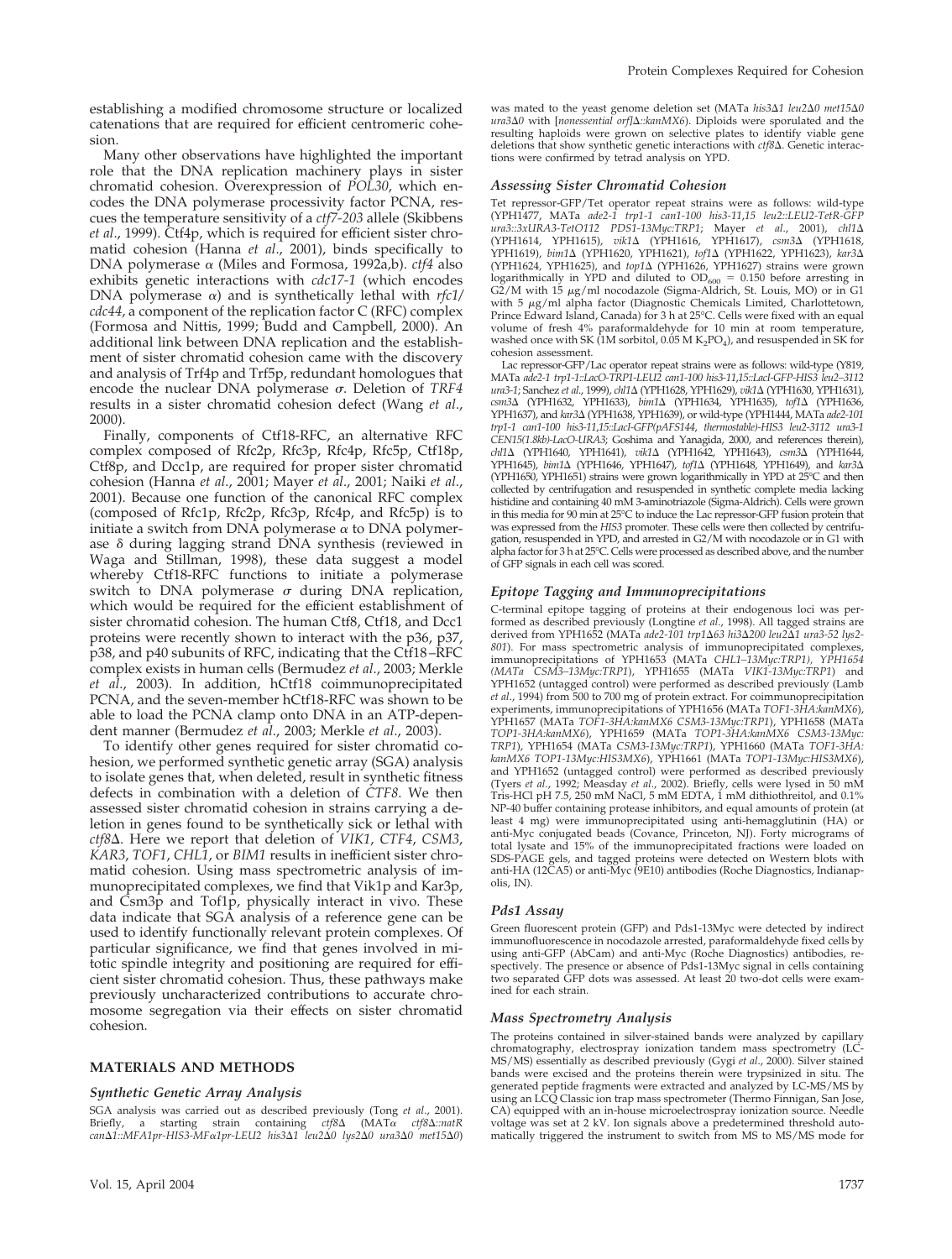establishing a modified chromosome structure or localized catenations that are required for efficient centromeric cohesion.

Many other observations have highlighted the important role that the DNA replication machinery plays in sister chromatid cohesion. Overexpression of *POL30*, which encodes the DNA polymerase processivity factor PCNA, rescues the temperature sensitivity of a *ctf7-203* allele (Skibbens *et al*., 1999). Ctf4p, which is required for efficient sister chromatid cohesion (Hanna *et al*., 2001), binds specifically to DNA polymerase α (Miles and Formosa, 1992a,b). *ctf4* also exhibits genetic interactions with *cdc17-1* (which encodes DNA polymerase α) and is synthetically lethal with *rfc1/cdc44*, a component of the replication factor C (RFC) complex (Formosa and Nittis, 1999; Budd and Campbell, 2000). An additional link between DNA replication and the establishment of sister chromatid cohesion came with the discovery and analysis of Trf4p and Trf5p, redundant homologues that encode the nuclear DNA polymerase σ. Deletion of *TRF4* results in a sister chromatid cohesion defect (Wang *et al*., 2000).

Finally, components of Ctf18-RFC, an alternative RFC complex composed of Rfc2p, Rfc3p, Rfc4p, Rfc5p, Ctf18p, Ctf8p, and Dcc1p, are required for proper sister chromatid cohesion (Hanna *et al*., 2001; Mayer *et al*., 2001; Naiki *et al*., 2001). Because one function of the canonical RFC complex (composed of Rfc1p, Rfc2p, Rfc3p, Rfc4p, and Rfc5p) is to initiate a switch from DNA polymerase α to DNA polymerase δ during lagging strand DNA synthesis (reviewed in Waga and Stillman, 1998), these data suggest a model whereby Ctf18-RFC functions to initiate a polymerase switch to DNA polymerase σ during DNA replication, which would be required for the efficient establishment of sister chromatid cohesion. The human Ctf8, Ctf18, and Dcc1 proteins were recently shown to interact with the p36, p37, p38, and p40 subunits of RFC, indicating that the Ctf18–RFC complex exists in human cells (Bermudez *et al*., 2003; Merkle *et al*., 2003). In addition, hCtf18 coimmunoprecipitated PCNA, and the seven-member hCtf18-RFC was shown to be able to load the PCNA clamp onto DNA in an ATP-dependent manner (Bermudez *et al*., 2003; Merkle *et al*., 2003).

To identify other genes required for sister chromatid cohesion, we performed synthetic genetic array (SGA) analysis to isolate genes that, when deleted, result in synthetic fitness defects in combination with a deletion of *CTF8*. We then assessed sister chromatid cohesion in strains carrying a deletion in genes found to be synthetically sick or lethal with *ctf8*Δ. Here we report that deletion of *VIK1*, *CTF4*, *CSM3*, *KAR3*, *TOF1*, *CHL1*, or *BIM1* results in inefficient sister chromatid cohesion. Using mass spectrometric analysis of immunoprecipitated complexes, we find that Vik1p and Kar3p, and Csm3p and Tof1p, physically interact in vivo. These data indicate that SGA analysis of a reference gene can be used to identify functionally relevant protein complexes. Of particular significance, we find that genes involved in mitotic spindle integrity and positioning are required for efficient sister chromatid cohesion. Thus, these pathways make previously uncharacterized contributions to accurate chromosome segregation via their effects on sister chromatid cohesion.

## MATERIALS AND METHODS

### Synthetic Genetic Array Analysis

SGA analysis was carried out as described previously (Tong *et al*., 2001). Briefly, a starting strain containing *ctf8*Δ (MATα *ctf8*Δ*::natR can*Δ*1::MFA1pr-HIS3-MF*α*1pr-LEU2 his3*Δ*1 leu2*Δ*0 lys2*Δ*0 ura3*Δ*0 met15*Δ*0*) was mated to the yeast genome deletion set (MATa *his3*Δ*1 leu2*Δ*0 met15*Δ*0 ura3*Δ*0* with [*nonessential orf*]Δ*::kanMX6*). Diploids were sporulated and the resulting haploids were grown on selective plates to identify viable gene deletions that show synthetic genetic interactions with *ctf8*Δ. Genetic interactions were confirmed by tetrad analysis on YPD.

### Assessing Sister Chromatid Cohesion

Tet repressor-GFP/Tet operator repeat strains were as follows: wild-type (YPH1477, MATa *ade2-1 trp1-1 can1-100 his3-11,15 leu2::LEU2-TetR-GFP ura3::3xURA3-TetO112 PDS1-13Myc:TRP1*; Mayer *et al*., 2001), *chl1*Δ (YPH1614, YPH1615), *vik1*Δ (YPH1616, YPH1617), *csm3*Δ (YPH1618, YPH1619), *bim1*Δ (YPH1620, YPH1621), *tof1*Δ (YPH1622, YPH1623), *kar3*Δ (YPH1624, YPH1625), and *top1*Δ (YPH1626, YPH1627) strains were grown logarithmically in YPD and diluted to $OD_{600}$ = 0.150 before arresting in G2/M with 15 μg/ml nocodazole (Sigma-Aldrich, St. Louis, MO) or in G1 with 5 μg/ml alpha factor (Diagnostic Chemicals Limited, Charlottetown, Prince Edward Island, Canada) for 3 h at 25°C. Cells were fixed with an equal volume of fresh 4% paraformaldehyde for 10 min at room temperature, washed once with SK (1M sorbitol, 0.05 M $K_2PO_4$), and resuspended in SK for cohesion assessment.

Lac repressor-GFP/Lac operator repeat strains were as follows: wild-type (Y819, MATa *ade2-1 trp1-1::LacO-TRP1-LEU2 can1-100 his3-11,15::LacI-GFP-HIS3 leu2–3112 ura3-1*; Sanchez *et al*., 1999), *chl1*Δ (YPH1628, YPH1629), *vik1*Δ (YPH1630, YPH1631), *csm3*Δ (YPH1632, YPH1633), *bim1*Δ (YPH1634, YPH1635), *tof1*Δ (YPH1636, YPH1637), and *kar3*Δ (YPH1638, YPH1639), or wild-type (YPH1444, MATa *ade2-101 trp1-1 can1-100 his3-11,15::LacI-GFP(pAFS144, thermostable)-HIS3 leu2-3112 ura3-1 CEN15(1.8kb)-LacO-URA3*; Goshima and Yanagida, 2000, and references therein), *chl1*Δ (YPH1640, YPH1641), *vik1*Δ (YPH1642, YPH1643), *csm3*Δ (YPH1644, YPH1645), *bim1*Δ (YPH1646, YPH1647), *tof1*Δ (YPH1648, YPH1649), and *kar3*Δ (YPH1650, YPH1651) strains were grown logarithmically in YPD at 25°C and then collected by centrifugation and resuspended in synthetic complete media lacking histidine and containing 40 mM 3-aminotriazole (Sigma-Aldrich). Cells were grown in this media for 90 min at 25°C to induce the Lac repressor-GFP fusion protein that was expressed from the *HIS3* promoter. These cells were then collected by centrifugation, resuspended in YPD, and arrested in G2/M with nocodazole or in G1 with alpha factor for 3 h at 25°C. Cells were processed as described above, and the number of GFP signals in each cell was scored.

### Epitope Tagging and Immunoprecipitations

C-terminal epitope tagging of proteins at their endogenous loci was performed as described previously (Longtine *et al*., 1998). All tagged strains are derived from YPH1652 (MATa *ade2-101 trp1*Δ*63 hi3*Δ*200 leu2*Δ*1 ura3-52 lys2-801*). For mass spectrometric analysis of immunoprecipitated complexes, immunoprecipitations of YPH1653 (MATa *CHL1–13Myc:TRP1), YPH1654 (MATa CSM3–13Myc:TRP1*), YPH1655 (MATa *VIK1-13Myc:TRP1*) and YPH1652 (untagged control) were performed as described previously (Lamb *et al*., 1994) from 500 to 700 mg of protein extract. For coimmunoprecipitation experiments, immunoprecipitations of YPH1656 (MATa *TOF1-3HA:kanMX6*), YPH1657 (MATa *TOF1-3HA:kanMX6 CSM3-13Myc:TRP1*), YPH1658 (MATa *TOP1-3HA:kanMX6*), YPH1659 (MATa *TOP1-3HA:kanMX6 CSM3-13Myc: TRP1*), YPH1654 (MATa *CSM3-13Myc:TRP1*), YPH1660 (MATa *TOF1-3HA: kanMX6 TOP1-13Myc:HIS3MX6*), YPH1661 (MATa *TOP1-13Myc:HIS3MX6*), and YPH1652 (untagged control) were performed as described previously (Tyers *et al*., 1992; Measday *et al*., 2002). Briefly, cells were lysed in 50 mM Tris-HCl pH 7.5, 250 mM NaCl, 5 mM EDTA, 1 mM dithiothreitol, and 0.1% NP-40 buffer containing protease inhibitors, and equal amounts of protein (at least 4 mg) were immunoprecipitated using anti-hemagglutinin (HA) or anti-Myc conjugated beads (Covance, Princeton, NJ). Forty micrograms of total lysate and 15% of the immunoprecipitated fractions were loaded on SDS-PAGE gels, and tagged proteins were detected on Western blots with anti-HA (12CA5) or anti-Myc (9E10) antibodies (Roche Diagnostics, Indianapolis, IN).

### Pds1 Assay

Green fluorescent protein (GFP) and Pds1-13Myc were detected by indirect immunofluorescence in nocodazole arrested, paraformaldehyde fixed cells by using anti-GFP (AbCam) and anti-Myc (Roche Diagnostics) antibodies, respectively. The presence or absence of Pds1-13Myc signal in cells containing two separated GFP dots was assessed. At least 20 two-dot cells were examined for each strain.

### Mass Spectrometry Analysis

The proteins contained in silver-stained bands were analyzed by capillary chromatography, electrospray ionization tandem mass spectrometry (LC-MS/MS) essentially as described previously (Gygi *et al*., 2000). Silver stained bands were excised and the proteins therein were trypsinized in situ. The generated peptide fragments were extracted and analyzed by LC-MS/MS by using an LCQ Classic ion trap mass spectrometer (Thermo Finnigan, San Jose, CA) equipped with an in-house microelectrospray ionization source. Needle voltage was set at 2 kV. Ion signals above a predetermined threshold automatically triggered the instrument to switch from MS to MS/MS mode for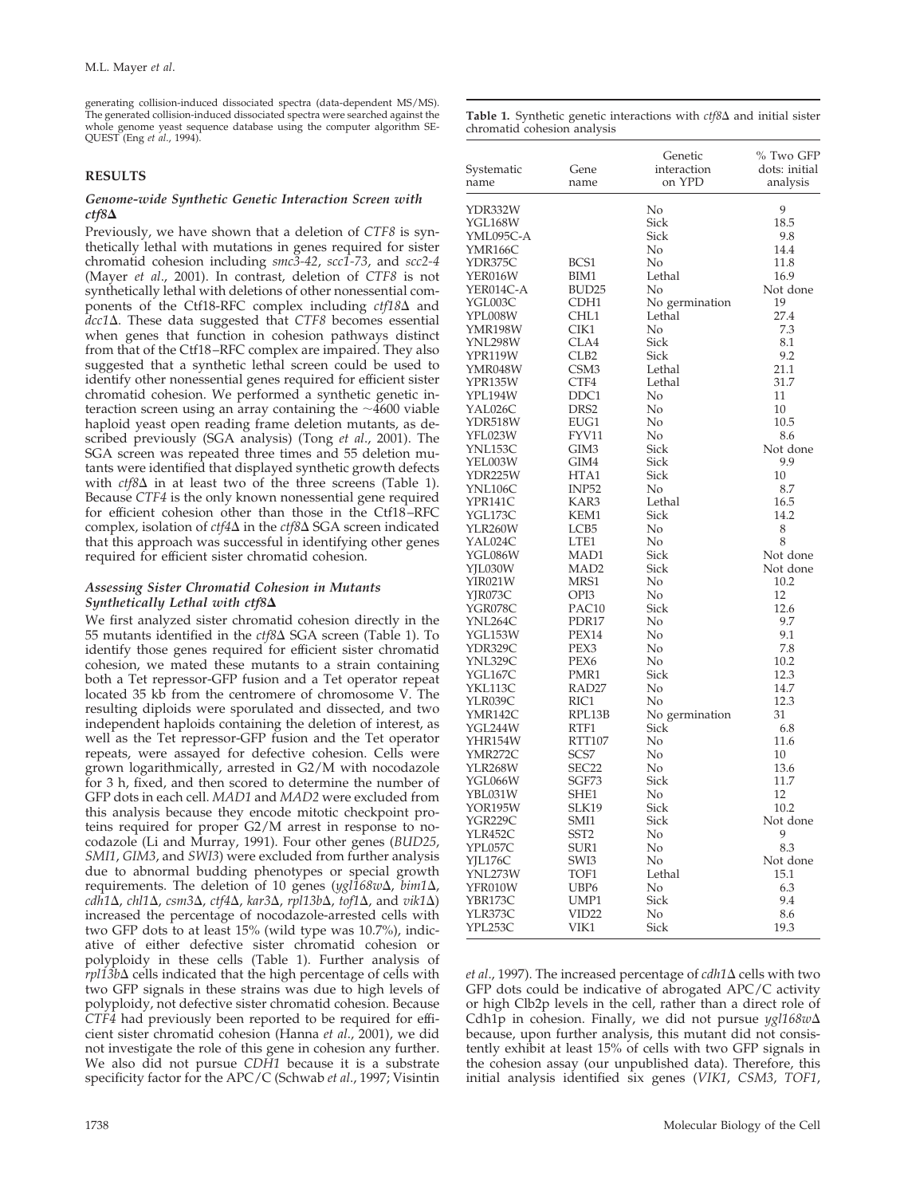generating collision-induced dissociated spectra (data-dependent MS/MS). The generated collision-induced dissociated spectra were searched against the whole genome yeast sequence database using the computer algorithm SEQUEST (Eng *et al.*, 1994).

## RESULTS

### *Genome-wide Synthetic Genetic Interaction Screen with ctf8Δ*

Previously, we have shown that a deletion of *CTF8* is synthetically lethal with mutations in genes required for sister chromatid cohesion including *smc3-42*, *scc1-73*, and *scc2-4* (Mayer *et al.*, 2001). In contrast, deletion of *CTF8* is not synthetically lethal with deletions of other nonessential components of the Ctf18-RFC complex including *ctf18Δ* and *dcc1Δ*. These data suggested that *CTF8* becomes essential when genes that function in cohesion pathways distinct from that of the Ctf18–RFC complex are impaired. They also suggested that a synthetic lethal screen could be used to identify other nonessential genes required for efficient sister chromatid cohesion. We performed a synthetic genetic interaction screen using an array containing the ~4600 viable haploid yeast open reading frame deletion mutants, as described previously (SGA analysis) (Tong *et al.*, 2001). The SGA screen was repeated three times and 55 deletion mutants were identified that displayed synthetic growth defects with *ctf8Δ* in at least two of the three screens (Table 1). Because *CTF4* is the only known nonessential gene required for efficient cohesion other than those in the Ctf18–RFC complex, isolation of *ctf4Δ* in the *ctf8Δ* SGA screen indicated that this approach was successful in identifying other genes required for efficient sister chromatid cohesion.

### *Assessing Sister Chromatid Cohesion in Mutants Synthetically Lethal with ctf8Δ*

We first analyzed sister chromatid cohesion directly in the 55 mutants identified in the *ctf8Δ* SGA screen (Table 1). To identify those genes required for efficient sister chromatid cohesion, we mated these mutants to a strain containing both a Tet repressor-GFP fusion and a Tet operator repeat located 35 kb from the centromere of chromosome V. The resulting diploids were sporulated and dissected, and two independent haploids containing the deletion of interest, as well as the Tet repressor-GFP fusion and the Tet operator repeats, were assayed for defective cohesion. Cells were grown logarithmically, arrested in G2/M with nocodazole for 3 h, fixed, and then scored to determine the number of GFP dots in each cell. *MAD1* and *MAD2* were excluded from this analysis because they encode mitotic checkpoint proteins required for proper G2/M arrest in response to nocodazole (Li and Murray, 1991). Four other genes (*BUD25*, *SMI1*, *GIM3*, and *SWI3*) were excluded from further analysis due to abnormal budding phenotypes or special growth requirements. The deletion of 10 genes (*ygl168wΔ*, *bim1Δ*, *cdh1Δ*, *chl1Δ*, *csm3Δ*, *ctf4Δ*, *kar3Δ*, *rpl13bΔ*, *tof1Δ*, and *vik1Δ*) increased the percentage of nocodazole-arrested cells with two GFP dots to at least 15% (wild type was 10.7%), indicative of either defective sister chromatid cohesion or polyploidy in these cells (Table 1). Further analysis of *rpl13bΔ* cells indicated that the high percentage of cells with two GFP signals in these strains was due to high levels of polyploidy, not defective sister chromatid cohesion. Because *CTF4* had previously been reported to be required for efficient sister chromatid cohesion (Hanna *et al.*, 2001), we did not investigate the role of this gene in cohesion any further. We also did not pursue *CDH1* because it is a substrate specificity factor for the APC/C (Schwab *et al.*, 1997; Visintin *et al.*, 1997). The increased percentage of *cdh1Δ* cells with two GFP dots could be indicative of abrogated APC/C activity or high Clb2p levels in the cell, rather than a direct role of Cdh1p in cohesion. Finally, we did not pursue *ygl168wΔ* because, upon further analysis, this mutant did not consistently exhibit at least 15% of cells with two GFP signals in the cohesion assay (our unpublished data). Therefore, this initial analysis identified six genes (*VIK1*, *CSM3*, *TOF1*,

**Table 1.** Synthetic genetic interactions with *ctf8Δ* and initial sister chromatid cohesion analysis

| Systematic name | Gene name | Genetic interaction on YPD | % Two GFP dots: initial analysis |
|---|---|---|---|
| YDR332W | | No | 9 |
| YGL168W | | Sick | 18.5 |
| YML095C-A | | Sick | 9.8 |
| YMR166C | | No | 14.4 |
| YDR375C | BCS1 | No | 11.8 |
| YER016W | BIM1 | Lethal | 16.9 |
| YER014C-A | BUD25 | No | Not done |
| YGL003C | CDH1 | No germination | 19 |
| YPL008W | CHL1 | Lethal | 27.4 |
| YMR198W | CIK1 | No | 7.3 |
| YNL298W | CLA4 | Sick | 8.1 |
| YPR119W | CLB2 | Sick | 9.2 |
| YMR048W | CSM3 | Lethal | 21.1 |
| YPR135W | CTF4 | Lethal | 31.7 |
| YPL194W | DDC1 | No | 11 |
| YAL026C | DRS2 | No | 10 |
| YDR518W | EUG1 | No | 10.5 |
| YFL023W | FYV11 | No | 8.6 |
| YNL153C | GIM3 | Sick | Not done |
| YEL003W | GIM4 | Sick | 9.9 |
| YDR225W | HTA1 | Sick | 10 |
| YNL106C | INP52 | No | 8.7 |
| YPR141C | KAR3 | Lethal | 16.5 |
| YGL173C | KEM1 | Sick | 14.2 |
| YLR260W | LCB5 | No | 8 |
| YAL024C | LTE1 | No | 8 |
| YGL086W | MAD1 | Sick | Not done |
| YJL030W | MAD2 | Sick | Not done |
| YIR021W | MRS1 | No | 10.2 |
| YJR073C | OPI3 | No | 12 |
| YGR078C | PAC10 | Sick | 12.6 |
| YNL264C | PDR17 | No | 9.7 |
| YGL153W | PEX14 | No | 9.1 |
| YDR329C | PEX3 | No | 7.8 |
| YNL329C | PEX6 | No | 10.2 |
| YGL167C | PMR1 | Sick | 12.3 |
| YKL113C | RAD27 | No | 14.7 |
| YLR039C | RIC1 | No | 12.3 |
| YMR142C | RPL13B | No germination | 31 |
| YGL244W | RTF1 | Sick | 6.8 |
| YHR154W | RTT107 | No | 11.6 |
| YMR272C | SCS7 | No | 10 |
| YLR268W | SEC22 | No | 13.6 |
| YGL066W | SGF73 | Sick | 11.7 |
| YBL031W | SHE1 | No | 12 |
| YOR195W | SLK19 | Sick | 10.2 |
| YGR229C | SMI1 | Sick | Not done |
| YLR452C | SST2 | No | 9 |
| YPL057C | SUR1 | No | 8.3 |
| YJL176C | SWI3 | No | Not done |
| YNL273W | TOF1 | Lethal | 15.1 |
| YFR010W | UBP6 | No | 6.3 |
| YBR173C | UMP1 | Sick | 9.4 |
| YLR373C | VID22 | No | 8.6 |
| YPL253C | VIK1 | Sick | 19.3 |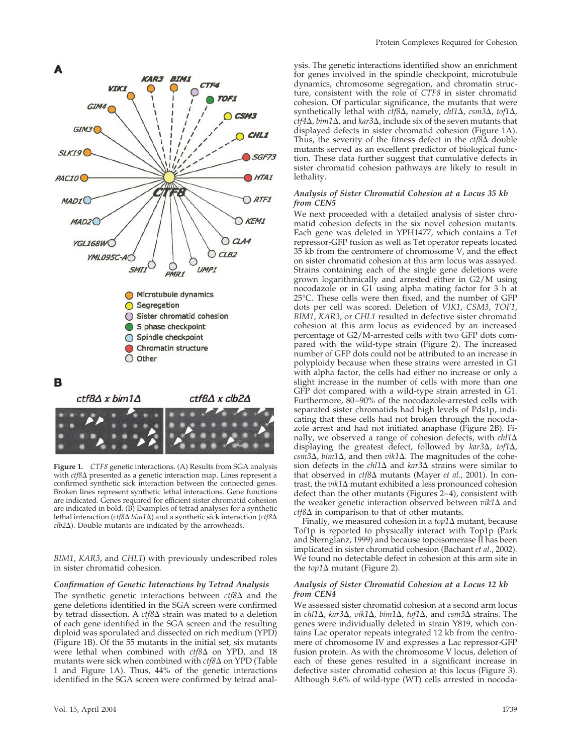A

KAR3 BIM1 CTF4
VIK1 TOF1
GIM4 CSM3
GIM3 CHL1
SLK19 SGF73
PAC10 HTA1
CTF8
MAD1 RTF1
MAD2 KEM1
YGL168W CLA4
YML095C-A CLB2
SMI1 PMR1 UMP1

Microtubule dynamics
Segregation
Sister chromatid cohesion
S phase checkpoint
Spindle checkpoint
Chromatin structure
Other

B

ctf8Δ x bim1Δ

ctf8Δ x clb2Δ

**Figure 1.** *CTF8* genetic interactions. (A) Results from SGA analysis with *ctf8*Δ presented as a genetic interaction map. Lines represent a confirmed synthetic sick interaction between the connected genes. Broken lines represent synthetic lethal interactions. Gene functions are indicated. Genes required for efficient sister chromatid cohesion are indicated in bold. (B) Examples of tetrad analyses for a synthetic lethal interaction (*ctf8*Δ *bim1*Δ) and a synthetic sick interaction (*ctf8*Δ *clb2*Δ). Double mutants are indicated by the arrowheads.

*BIM1*, *KAR3*, and *CHL1*) with previously undescribed roles in sister chromatid cohesion.

### *Confirmation of Genetic Interactions by Tetrad Analysis*

The synthetic genetic interactions between *ctf8*Δ and the gene deletions identified in the SGA screen were confirmed by tetrad dissection. A *ctf8*Δ strain was mated to a deletion of each gene identified in the SGA screen and the resulting diploid was sporulated and dissected on rich medium (YPD) (Figure 1B). Of the 55 mutants in the initial set, six mutants were lethal when combined with *ctf8*Δ on YPD, and 18 mutants were sick when combined with *ctf8*Δ on YPD (Table 1 and Figure 1A). Thus, 44% of the genetic interactions identified in the SGA screen were confirmed by tetrad analysis. The genetic interactions identified show an enrichment for genes involved in the spindle checkpoint, microtubule dynamics, chromosome segregation, and chromatin structure, consistent with the role of *CTF8* in sister chromatid cohesion. Of particular significance, the mutants that were synthetically lethal with *ctf8*Δ, namely, *chl1*Δ, *csm3*Δ, *tof1*Δ, *ctf4*Δ, *bim1*Δ, and *kar3*Δ, include six of the seven mutants that displayed defects in sister chromatid cohesion (Figure 1A). Thus, the severity of the fitness defect in the *ctf8*Δ double mutants served as an excellent predictor of biological function. These data further suggest that cumulative defects in sister chromatid cohesion pathways are likely to result in lethality.

### *Analysis of Sister Chromatid Cohesion at a Locus 35 kb from CEN5*

We next proceeded with a detailed analysis of sister chromatid cohesion defects in the six novel cohesion mutants. Each gene was deleted in YPH1477, which contains a Tet repressor-GFP fusion as well as Tet operator repeats located 35 kb from the centromere of chromosome V, and the effect on sister chromatid cohesion at this arm locus was assayed. Strains containing each of the single gene deletions were grown logarithmically and arrested either in G2/M using nocodazole or in G1 using alpha mating factor for 3 h at 25°C. These cells were then fixed, and the number of GFP dots per cell was scored. Deletion of *VIK1*, *CSM3*, *TOF1*, *BIM1*, *KAR3*, or *CHL1* resulted in defective sister chromatid cohesion at this arm locus as evidenced by an increased percentage of G2/M-arrested cells with two GFP dots compared with the wild-type strain (Figure 2). The increased number of GFP dots could not be attributed to an increase in polyploidy because when these strains were arrested in G1 with alpha factor, the cells had either no increase or only a slight increase in the number of cells with more than one GFP dot compared with a wild-type strain arrested in G1. Furthermore, 80–90% of the nocodazole-arrested cells with separated sister chromatids had high levels of Pds1p, indicating that these cells had not broken through the nocodazole arrest and had not initiated anaphase (Figure 2B). Finally, we observed a range of cohesion defects, with *chl1*Δ displaying the greatest defect, followed by *kar3*Δ, *tof1*Δ, *csm3*Δ, *bim1*Δ, and then *vik1*Δ. The magnitudes of the cohesion defects in the *chl1*Δ and *kar3*Δ strains were similar to that observed in *ctf8*Δ mutants (Mayer *et al.*, 2001). In contrast, the *vik1*Δ mutant exhibited a less pronounced cohesion defect than the other mutants (Figures 2–4), consistent with the weaker genetic interaction observed between *vik1*Δ and *ctf8*Δ in comparison to that of other mutants.

Finally, we measured cohesion in a *top1*Δ mutant, because Tof1p is reported to physically interact with Top1p (Park and Sternglanz, 1999) and because topoisomerase II has been implicated in sister chromatid cohesion (Bachant *et al.*, 2002). We found no detectable defect in cohesion at this arm site in the *top1*Δ mutant (Figure 2).

### *Analysis of Sister Chromatid Cohesion at a Locus 12 kb from CEN4*

We assessed sister chromatid cohesion at a second arm locus in *chl1*Δ, *kar3*Δ, *vik1*Δ, *bim1*Δ, *tof1*Δ, and *csm3*Δ strains. The genes were individually deleted in strain Y819, which contains Lac operator repeats integrated 12 kb from the centromere of chromosome IV and expresses a Lac repressor-GFP fusion protein. As with the chromosome V locus, deletion of each of these genes resulted in a significant increase in defective sister chromatid cohesion at this locus (Figure 3). Although 9.6% of wild-type (WT) cells arrested in nocoda-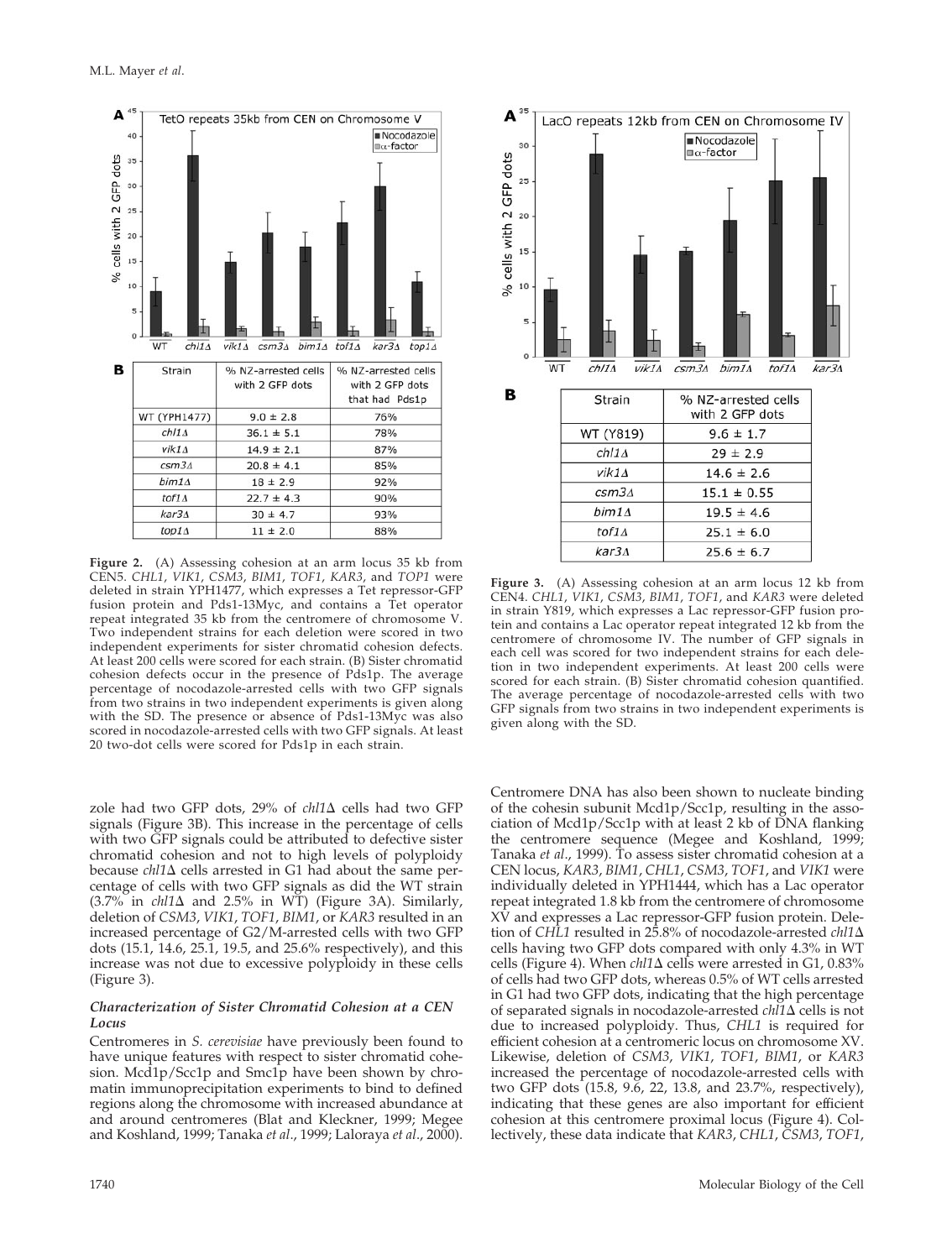A

TetO repeats 35kb from CEN on Chromosome V

Nocodazole
α-factor

% cells with 2 GFP dots

0 5 10 15 20 25 30 35 40 45

WT chl1Δ vik1Δ csm3Δ bim1Δ tof1Δ kar3Δ top1Δ

B

| Strain | % NZ-arrested cells with 2 GFP dots | % NZ-arrested cells with 2 GFP dots that had Pds1p |
|---|---|---|
| WT (YPH1477) | 9.0 ± 2.8 | 76% |
| *chl1Δ* | 36.1 ± 5.1 | 78% |
| *vik1Δ* | 14.9 ± 2.1 | 87% |
| *csm3Δ* | 20.8 ± 4.1 | 85% |
| *bim1Δ* | 18 ± 2.9 | 92% |
| *tof1Δ* | 22.7 ± 4.3 | 90% |
| *kar3Δ* | 30 ± 4.7 | 93% |
| *top1Δ* | 11 ± 2.0 | 88% |

**Figure 2.** (A) Assessing cohesion at an arm locus 35 kb from CEN5. *CHL1*, *VIK1*, *CSM3*, *BIM1*, *TOF1*, *KAR3*, and *TOP1* were deleted in strain YPH1477, which expresses a Tet repressor-GFP fusion protein and Pds1-13Myc, and contains a Tet operator repeat integrated 35 kb from the centromere of chromosome V. Two independent strains for each deletion were scored in two independent experiments for sister chromatid cohesion defects. At least 200 cells were scored for each strain. (B) Sister chromatid cohesion defects occur in the presence of Pds1p. The average percentage of nocodazole-arrested cells with two GFP signals from two strains in two independent experiments is given along with the SD. The presence or absence of Pds1-13Myc was also scored in nocodazole-arrested cells with two GFP signals. At least 20 two-dot cells were scored for Pds1p in each strain.

A

LacO repeats 12kb from CEN on Chromosome IV

Nocodazole
α-factor

% cells with 2 GFP dots

0 5 10 15 20 25 30 35

WT chl1Δ vik1Δ csm3Δ bim1Δ tof1Δ kar3Δ

B

| Strain | % NZ-arrested cells with 2 GFP dots |
|---|---|
| WT (Y819) | 9.6 ± 1.7 |
| *chl1Δ* | 29 ± 2.9 |
| *vik1Δ* | 14.6 ± 2.6 |
| *csm3Δ* | 15.1 ± 0.55 |
| *bim1Δ* | 19.5 ± 4.6 |
| *tof1Δ* | 25.1 ± 6.0 |
| *kar3Δ* | 25.6 ± 6.7 |

**Figure 3.** (A) Assessing cohesion at an arm locus 12 kb from CEN4. *CHL1*, *VIK1*, *CSM3*, *BIM1*, *TOF1*, and *KAR3* were deleted in strain Y819, which expresses a Lac repressor-GFP fusion protein and contains a Lac operator repeat integrated 12 kb from the centromere of chromosome IV. The number of GFP signals in each cell was scored for two independent strains for each deletion in two independent experiments. At least 200 cells were scored for each strain. (B) Sister chromatid cohesion quantified. The average percentage of nocodazole-arrested cells with two GFP signals from two strains in two independent experiments is given along with the SD.

zole had two GFP dots, 29% of *chl1Δ* cells had two GFP signals (Figure 3B). This increase in the percentage of cells with two GFP signals could be attributed to defective sister chromatid cohesion and not to high levels of polyploidy because *chl1Δ* cells arrested in G1 had about the same percentage of cells with two GFP signals as did the WT strain (3.7% in *chl1Δ* and 2.5% in WT) (Figure 3A). Similarly, deletion of *CSM3*, *VIK1*, *TOF1*, *BIM1*, or *KAR3* resulted in an increased percentage of G2/M-arrested cells with two GFP dots (15.1, 14.6, 25.1, 19.5, and 25.6% respectively), and this increase was not due to excessive polyploidy in these cells (Figure 3).

### *Characterization of Sister Chromatid Cohesion at a CEN Locus*

Centromeres in *S. cerevisiae* have previously been found to have unique features with respect to sister chromatid cohesion. Mcd1p/Scc1p and Smc1p have been shown by chromatin immunoprecipitation experiments to bind to defined regions along the chromosome with increased abundance at and around centromeres (Blat and Kleckner, 1999; Megee and Koshland, 1999; Tanaka *et al*., 1999; Laloraya *et al*., 2000). Centromere DNA has also been shown to nucleate binding of the cohesin subunit Mcd1p/Scc1p, resulting in the association of Mcd1p/Scc1p with at least 2 kb of DNA flanking the centromere sequence (Megee and Koshland, 1999; Tanaka *et al*., 1999). To assess sister chromatid cohesion at a CEN locus, *KAR3*, *BIM1*, *CHL1*, *CSM3*, *TOF1*, and *VIK1* were individually deleted in YPH1444, which has a Lac operator repeat integrated 1.8 kb from the centromere of chromosome XV and expresses a Lac repressor-GFP fusion protein. Deletion of *CHL1* resulted in 25.8% of nocodazole-arrested *chl1Δ* cells having two GFP dots compared with only 4.3% in WT cells (Figure 4). When *chl1Δ* cells were arrested in G1, 0.83% of cells had two GFP dots, whereas 0.5% of WT cells arrested in G1 had two GFP dots, indicating that the high percentage of separated signals in nocodazole-arrested *chl1Δ* cells is not due to increased polyploidy. Thus, *CHL1* is required for efficient cohesion at a centromeric locus on chromosome XV. Likewise, deletion of *CSM3*, *VIK1*, *TOF1*, *BIM1*, or *KAR3* increased the percentage of nocodazole-arrested cells with two GFP dots (15.8, 9.6, 22, 13.8, and 23.7%, respectively), indicating that these genes are also important for efficient cohesion at this centromere proximal locus (Figure 4). Collectively, these data indicate that *KAR3*, *CHL1*, *CSM3*, *TOF1*,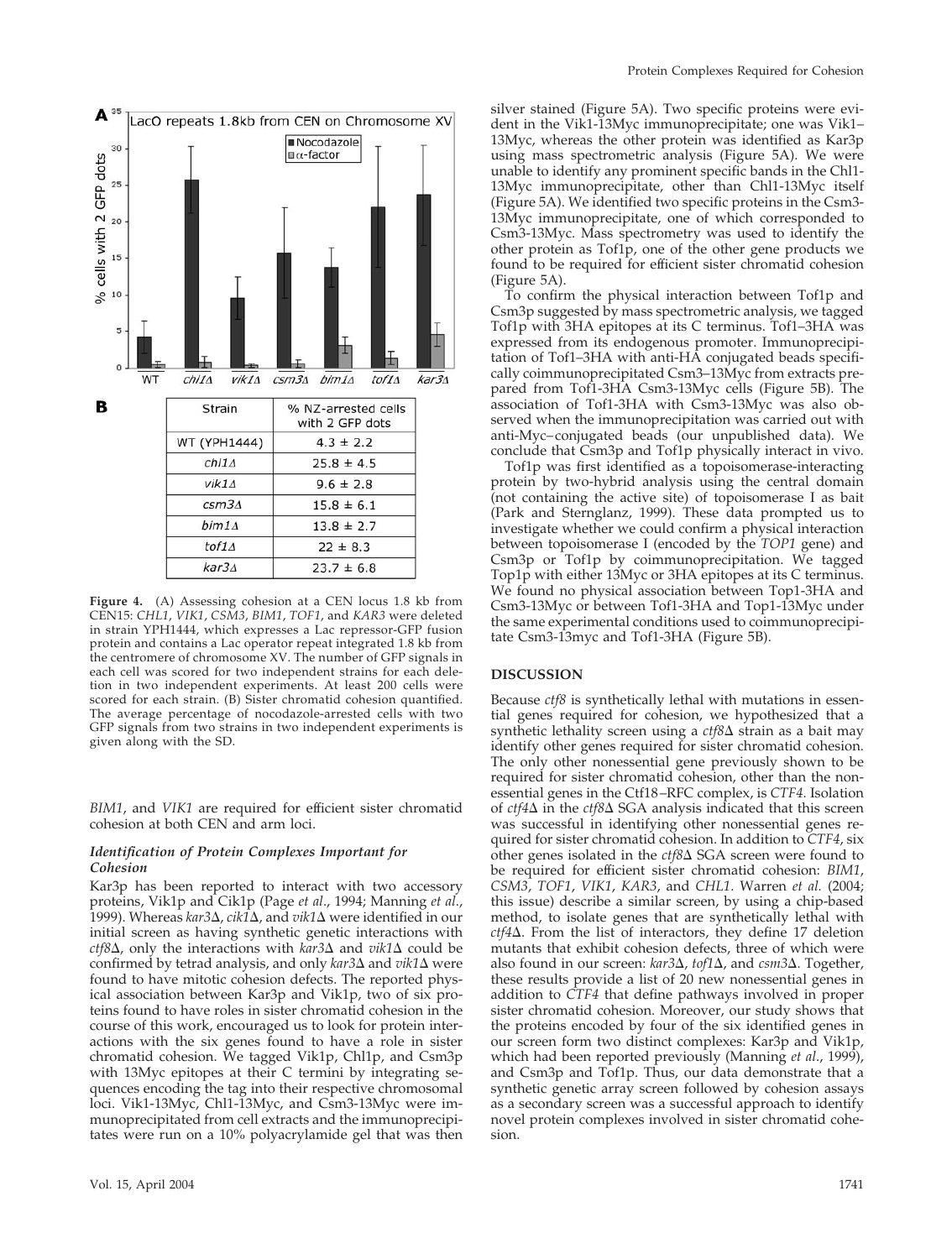**A**

LacO repeats 1.8kb from CEN on Chromosome XV

■ Nocodazole
■ α-factor

% cells with 2 GFP dots

35
30
25
20
15
10
5
0

WT
*chl1Δ*
*vik1Δ*
*csm3Δ*
*bim1Δ*
*tof1Δ*
*kar3Δ*

**B**

| Strain | % NZ-arrested cells with 2 GFP dots |
|---|---|
| WT (YPH1444) | 4.3 ± 2.2 |
| *chl1Δ* | 25.8 ± 4.5 |
| *vik1Δ* | 9.6 ± 2.8 |
| *csm3Δ* | 15.8 ± 6.1 |
| *bim1Δ* | 13.8 ± 2.7 |
| *tof1Δ* | 22 ± 8.3 |
| *kar3Δ* | 23.7 ± 6.8 |

**Figure 4.** (A) Assessing cohesion at a CEN locus 1.8 kb from CEN15: *CHL1*, *VIK1*, *CSM3*, *BIM1*, *TOF1*, and *KAR3* were deleted in strain YPH1444, which expresses a Lac repressor-GFP fusion protein and contains a Lac operator repeat integrated 1.8 kb from the centromere of chromosome XV. The number of GFP signals in each cell was scored for two independent strains for each deletion in two independent experiments. At least 200 cells were scored for each strain. (B) Sister chromatid cohesion quantified. The average percentage of nocodazole-arrested cells with two GFP signals from two strains in two independent experiments is given along with the SD.

*BIM1*, and *VIK1* are required for efficient sister chromatid cohesion at both CEN and arm loci.

### *Identification of Protein Complexes Important for Cohesion*

Kar3p has been reported to interact with two accessory proteins, Vik1p and Cik1p (Page *et al*., 1994; Manning *et al*., 1999). Whereas *kar3Δ*, *cik1Δ*, and *vik1Δ* were identified in our initial screen as having synthetic genetic interactions with *ctf8Δ*, only the interactions with *kar3Δ* and *vik1Δ* could be confirmed by tetrad analysis, and only *kar3Δ* and *vik1Δ* were found to have mitotic cohesion defects. The reported physical association between Kar3p and Vik1p, two of six proteins found to have roles in sister chromatid cohesion in the course of this work, encouraged us to look for protein interactions with the six genes found to have a role in sister chromatid cohesion. We tagged Vik1p, Chl1p, and Csm3p with 13Myc epitopes at their C termini by integrating sequences encoding the tag into their respective chromosomal loci. Vik1-13Myc, Chl1-13Myc, and Csm3-13Myc were immunoprecipitated from cell extracts and the immunoprecipitates were run on a 10% polyacrylamide gel that was then silver stained (Figure 5A). Two specific proteins were evident in the Vik1-13Myc immunoprecipitate; one was Vik1–13Myc, whereas the other protein was identified as Kar3p using mass spectrometric analysis (Figure 5A). We were unable to identify any prominent specific bands in the Chl1-13Myc immunoprecipitate, other than Chl1-13Myc itself (Figure 5A). We identified two specific proteins in the Csm3-13Myc immunoprecipitate, one of which corresponded to Csm3-13Myc. Mass spectrometry was used to identify the other protein as Tof1p, one of the other gene products we found to be required for efficient sister chromatid cohesion (Figure 5A).

To confirm the physical interaction between Tof1p and Csm3p suggested by mass spectrometric analysis, we tagged Tof1p with 3HA epitopes at its C terminus. Tof1–3HA was expressed from its endogenous promoter. Immunoprecipitation of Tof1–3HA with anti-HA conjugated beads specifically coimmunoprecipitated Csm3–13Myc from extracts prepared from Tof1-3HA Csm3-13Myc cells (Figure 5B). The association of Tof1-3HA with Csm3-13Myc was also observed when the immunoprecipitation was carried out with anti-Myc–conjugated beads (our unpublished data). We conclude that Csm3p and Tof1p physically interact in vivo.

Tof1p was first identified as a topoisomerase-interacting protein by two-hybrid analysis using the central domain (not containing the active site) of topoisomerase I as bait (Park and Sternglanz, 1999). These data prompted us to investigate whether we could confirm a physical interaction between topoisomerase I (encoded by the *TOP1* gene) and Csm3p or Tof1p by coimmunoprecipitation. We tagged Top1p with either 13Myc or 3HA epitopes at its C terminus. We found no physical association between Top1-3HA and Csm3-13Myc or between Tof1-3HA and Top1-13Myc under the same experimental conditions used to coimmunoprecipitate Csm3-13myc and Tof1-3HA (Figure 5B).

## DISCUSSION

Because *ctf8* is synthetically lethal with mutations in essential genes required for cohesion, we hypothesized that a synthetic lethality screen using a *ctf8Δ* strain as a bait may identify other genes required for sister chromatid cohesion. The only other nonessential gene previously shown to be required for sister chromatid cohesion, other than the nonessential genes in the Ctf18–RFC complex, is *CTF4*. Isolation of *ctf4Δ* in the *ctf8Δ* SGA analysis indicated that this screen was successful in identifying other nonessential genes required for sister chromatid cohesion. In addition to *CTF4*, six other genes isolated in the *ctf8Δ* SGA screen were found to be required for efficient sister chromatid cohesion: *BIM1*, *CSM3*, *TOF1*, *VIK1*, *KAR3*, and *CHL1*. Warren *et al.* (2004; this issue) describe a similar screen, by using a chip-based method, to isolate genes that are synthetically lethal with *ctf4Δ*. From the list of interactors, they define 17 deletion mutants that exhibit cohesion defects, three of which were also found in our screen: *kar3Δ*, *tof1Δ*, and *csm3Δ*. Together, these results provide a list of 20 new nonessential genes in addition to *CTF4* that define pathways involved in proper sister chromatid cohesion. Moreover, our study shows that the proteins encoded by four of the six identified genes in our screen form two distinct complexes: Kar3p and Vik1p, which had been reported previously (Manning *et al*., 1999), and Csm3p and Tof1p. Thus, our data demonstrate that a synthetic genetic array screen followed by cohesion assays as a secondary screen was a successful approach to identify novel protein complexes involved in sister chromatid cohesion.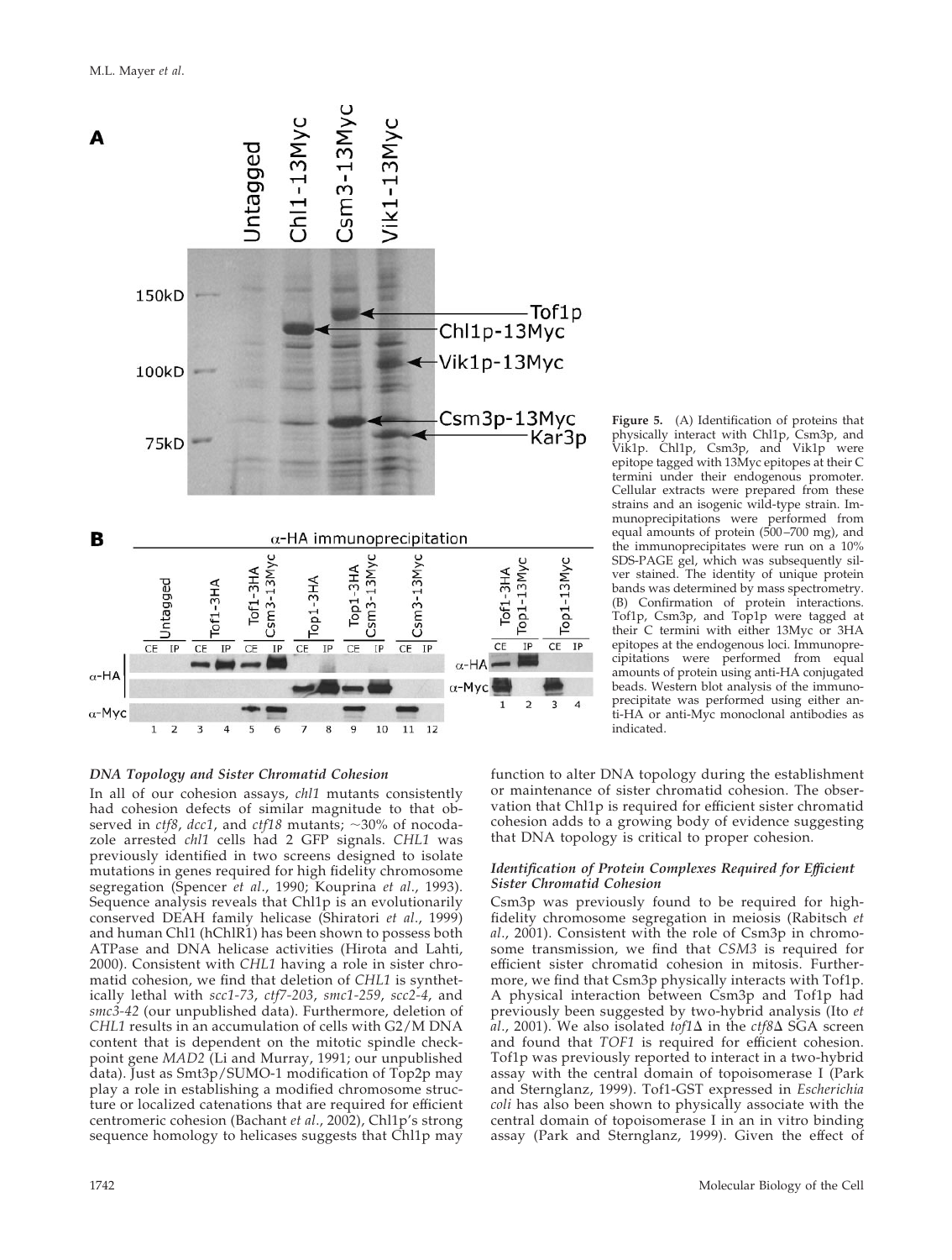A

Untagged

Chl1-13Myc

Csm3-13Myc

Vik1-13Myc

150kD

100kD

75kD

Tof1p

Chl1p-13Myc

Vik1p-13Myc

Csm3p-13Myc

Kar3p

B

α-HA immunoprecipitation

Untagged

Tof1-3HA

Tof1-3HA Csm3-13Myc

Top1-3HA

Top1-3HA Csm3-13Myc

Csm3-13Myc

Tof1-3HA Top1-13Myc

Top1-13Myc

CE IP CE IP CE IP CE IP CE IP CE IP

α-HA

α-Myc

1 2 3 4 5 6 7 8 9 10 11 12

CE IP CE IP

α-HA

α-Myc

1 2 3 4

**Figure 5.** (A) Identification of proteins that physically interact with Chl1p, Csm3p, and Vik1p. Chl1p, Csm3p, and Vik1p were epitope tagged with 13Myc epitopes at their C termini under their endogenous promoter. Cellular extracts were prepared from these strains and an isogenic wild-type strain. Immunoprecipitations were performed from equal amounts of protein (500–700 mg), and the immunoprecipitates were run on a 10% SDS-PAGE gel, which was subsequently silver stained. The identity of unique protein bands was determined by mass spectrometry. (B) Confirmation of protein interactions. Tof1p, Csm3p, and Top1p were tagged at their C termini with either 13Myc or 3HA epitopes at the endogenous loci. Immunoprecipitations were performed from equal amounts of protein using anti-HA conjugated beads. Western blot analysis of the immunoprecipitate was performed using either anti-HA or anti-Myc monoclonal antibodies as indicated.

### *DNA Topology and Sister Chromatid Cohesion*

In all of our cohesion assays, *chl1* mutants consistently had cohesion defects of similar magnitude to that observed in *ctf8*, *dcc1*, and *ctf18* mutants; ~30% of nocodazole arrested *chl1* cells had 2 GFP signals. *CHL1* was previously identified in two screens designed to isolate mutations in genes required for high fidelity chromosome segregation (Spencer *et al.*, 1990; Kouprina *et al.*, 1993). Sequence analysis reveals that Chl1p is an evolutionarily conserved DEAH family helicase (Shiratori *et al.*, 1999) and human Chl1 (hChlR1) has been shown to possess both ATPase and DNA helicase activities (Hirota and Lahti, 2000). Consistent with *CHL1* having a role in sister chromatid cohesion, we find that deletion of *CHL1* is synthetically lethal with *scc1-73*, *ctf7-203*, *smc1-259*, *scc2-4*, and *smc3-42* (our unpublished data). Furthermore, deletion of *CHL1* results in an accumulation of cells with G2/M DNA content that is dependent on the mitotic spindle checkpoint gene *MAD2* (Li and Murray, 1991; our unpublished data). Just as Smt3p/SUMO-1 modification of Top2p may play a role in establishing a modified chromosome structure or localized catenations that are required for efficient centromeric cohesion (Bachant *et al.*, 2002), Chl1p's strong sequence homology to helicases suggests that Chl1p may function to alter DNA topology during the establishment or maintenance of sister chromatid cohesion. The observation that Chl1p is required for efficient sister chromatid cohesion adds to a growing body of evidence suggesting that DNA topology is critical to proper cohesion.

### *Identification of Protein Complexes Required for Efficient Sister Chromatid Cohesion*

Csm3p was previously found to be required for high-fidelity chromosome segregation in meiosis (Rabitsch *et al.*, 2001). Consistent with the role of Csm3p in chromosome transmission, we find that *CSM3* is required for efficient sister chromatid cohesion in mitosis. Furthermore, we find that Csm3p physically interacts with Tof1p. A physical interaction between Csm3p and Tof1p had previously been suggested by two-hybrid analysis (Ito *et al.*, 2001). We also isolated *tof1*Δ in the *ctf8*Δ SGA screen and found that *TOF1* is required for efficient cohesion. Tof1p was previously reported to interact in a two-hybrid assay with the central domain of topoisomerase I (Park and Sternglanz, 1999). Tof1-GST expressed in *Escherichia coli* has also been shown to physically associate with the central domain of topoisomerase I in an in vitro binding assay (Park and Sternglanz, 1999). Given the effect of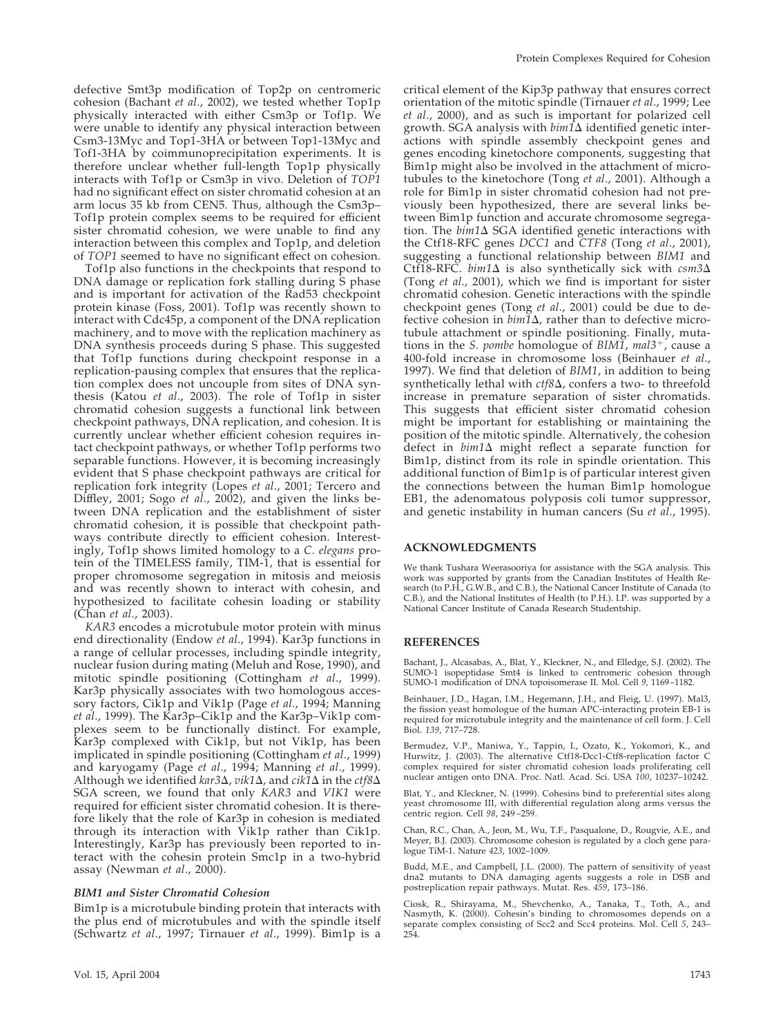defective Smt3p modification of Top2p on centromeric cohesion (Bachant *et al*., 2002), we tested whether Top1p physically interacted with either Csm3p or Tof1p. We were unable to identify any physical interaction between Csm3-13Myc and Top1-3HA or between Top1-13Myc and Tof1-3HA by coimmunoprecipitation experiments. It is therefore unclear whether full-length Top1p physically interacts with Tof1p or Csm3p in vivo. Deletion of *TOP1* had no significant effect on sister chromatid cohesion at an arm locus 35 kb from CEN5. Thus, although the Csm3p–Tof1p protein complex seems to be required for efficient sister chromatid cohesion, we were unable to find any interaction between this complex and Top1p, and deletion of *TOP1* seemed to have no significant effect on cohesion.

Tof1p also functions in the checkpoints that respond to DNA damage or replication fork stalling during S phase and is important for activation of the Rad53 checkpoint protein kinase (Foss, 2001). Tof1p was recently shown to interact with Cdc45p, a component of the DNA replication machinery, and to move with the replication machinery as DNA synthesis proceeds during S phase. This suggested that Tof1p functions during checkpoint response in a replication-pausing complex that ensures that the replication complex does not uncouple from sites of DNA synthesis (Katou *et al*., 2003). The role of Tof1p in sister chromatid cohesion suggests a functional link between checkpoint pathways, DNA replication, and cohesion. It is currently unclear whether efficient cohesion requires intact checkpoint pathways, or whether Tof1p performs two separable functions. However, it is becoming increasingly evident that S phase checkpoint pathways are critical for replication fork integrity (Lopes *et al*., 2001; Tercero and Diffley, 2001; Sogo *et al*., 2002), and given the links between DNA replication and the establishment of sister chromatid cohesion, it is possible that checkpoint pathways contribute directly to efficient cohesion. Interestingly, Tof1p shows limited homology to a *C. elegans* protein of the TIMELESS family, TIM-1, that is essential for proper chromosome segregation in mitosis and meiosis and was recently shown to interact with cohesin, and hypothesized to facilitate cohesin loading or stability (Chan *et al*., 2003).

*KAR3* encodes a microtubule motor protein with minus end directionality (Endow *et al*., 1994). Kar3p functions in a range of cellular processes, including spindle integrity, nuclear fusion during mating (Meluh and Rose, 1990), and mitotic spindle positioning (Cottingham *et al*., 1999). Kar3p physically associates with two homologous accessory factors, Cik1p and Vik1p (Page *et al*., 1994; Manning *et al*., 1999). The Kar3p–Cik1p and the Kar3p–Vik1p complexes seem to be functionally distinct. For example, Kar3p complexed with Cik1p, but not Vik1p, has been implicated in spindle positioning (Cottingham *et al*., 1999) and karyogamy (Page *et al*., 1994; Manning *et al*., 1999). Although we identified *kar3*Δ, *vik1*Δ, and *cik1*Δ in the *ctf8*Δ SGA screen, we found that only *KAR3* and *VIK1* were required for efficient sister chromatid cohesion. It is therefore likely that the role of Kar3p in cohesion is mediated through its interaction with Vik1p rather than Cik1p. Interestingly, Kar3p has previously been reported to interact with the cohesin protein Smc1p in a two-hybrid assay (Newman *et al*., 2000).

### *BIM1 and Sister Chromatid Cohesion*

Bim1p is a microtubule binding protein that interacts with the plus end of microtubules and with the spindle itself (Schwartz *et al*., 1997; Tirnauer *et al*., 1999). Bim1p is a critical element of the Kip3p pathway that ensures correct orientation of the mitotic spindle (Tirnauer *et al*., 1999; Lee *et al*., 2000), and as such is important for polarized cell growth. SGA analysis with *bim1*Δ identified genetic interactions with spindle assembly checkpoint genes and genes encoding kinetochore components, suggesting that Bim1p might also be involved in the attachment of microtubules to the kinetochore (Tong *et al*., 2001). Although a role for Bim1p in sister chromatid cohesion had not previously been hypothesized, there are several links between Bim1p function and accurate chromosome segregation. The *bim1*Δ SGA identified genetic interactions with the Ctf18-RFC genes *DCC1* and *CTF8* (Tong *et al*., 2001), suggesting a functional relationship between *BIM1* and Ctf18-RFC. *bim1*Δ is also synthetically sick with *csm3*Δ (Tong *et al*., 2001), which we find is important for sister chromatid cohesion. Genetic interactions with the spindle checkpoint genes (Tong *et al*., 2001) could be due to defective cohesion in *bim1*Δ, rather than to defective microtubule attachment or spindle positioning. Finally, mutations in the *S. pombe* homologue of *BIM1*, *mal3*$^{+}$, cause a 400-fold increase in chromosome loss (Beinhauer *et al*., 1997). We find that deletion of *BIM1*, in addition to being synthetically lethal with *ctf8*Δ, confers a two- to threefold increase in premature separation of sister chromatids. This suggests that efficient sister chromatid cohesion might be important for establishing or maintaining the position of the mitotic spindle. Alternatively, the cohesion defect in *bim1*Δ might reflect a separate function for Bim1p, distinct from its role in spindle orientation. This additional function of Bim1p is of particular interest given the connections between the human Bim1p homologue EB1, the adenomatous polyposis coli tumor suppressor, and genetic instability in human cancers (Su *et al*., 1995).

## ACKNOWLEDGMENTS

We thank Tushara Weerasooriya for assistance with the SGA analysis. This work was supported by grants from the Canadian Institutes of Health Research (to P.H., G.W.B., and C.B.), the National Cancer Institute of Canada (to C.B.), and the National Institutes of Health (to P.H.). I.P. was supported by a National Cancer Institute of Canada Research Studentship.

## REFERENCES

Bachant, J., Alcasabas, A., Blat, Y., Kleckner, N., and Elledge, S.J. (2002). The SUMO-1 isopeptidase Smt4 is linked to centromeric cohesion through SUMO-1 modification of DNA topoisomerase II. Mol. Cell *9*, 1169–1182.

Beinhauer, J.D., Hagan, I.M., Hegemann, J.H., and Fleig, U. (1997). Mal3, the fission yeast homologue of the human APC-interacting protein EB-1 is required for microtubule integrity and the maintenance of cell form. J. Cell Biol. *139*, 717–728.

Bermudez, V.P., Maniwa, Y., Tappin, I., Ozato, K., Yokomori, K., and Hurwitz, J. (2003). The alternative Ctf18-Dcc1-Ctf8-replication factor C complex required for sister chromatid cohesion loads proliferating cell nuclear antigen onto DNA. Proc. Natl. Acad. Sci. USA *100*, 10237–10242.

Blat, Y., and Kleckner, N. (1999). Cohesins bind to preferential sites along yeast chromosome III, with differential regulation along arms versus the centric region. Cell *98*, 249–259.

Chan, R.C., Chan, A., Jeon, M., Wu, T.F., Pasqualone, D., Rougvie, A.E., and Meyer, B.J. (2003). Chromosome cohesion is regulated by a cloch gene paralogue TIM-1. Nature *423*, 1002–1009.

Budd, M.E., and Campbell, J.L. (2000). The pattern of sensitivity of yeast dna2 mutants to DNA damaging agents suggests a role in DSB and postreplication repair pathways. Mutat. Res. *459*, 173–186.

Ciosk, R., Shirayama, M., Shevchenko, A., Tanaka, T., Toth, A., and Nasmyth, K. (2000). Cohesin's binding to chromosomes depends on a separate complex consisting of Scc2 and Scc4 proteins. Mol. Cell *5*, 243–254.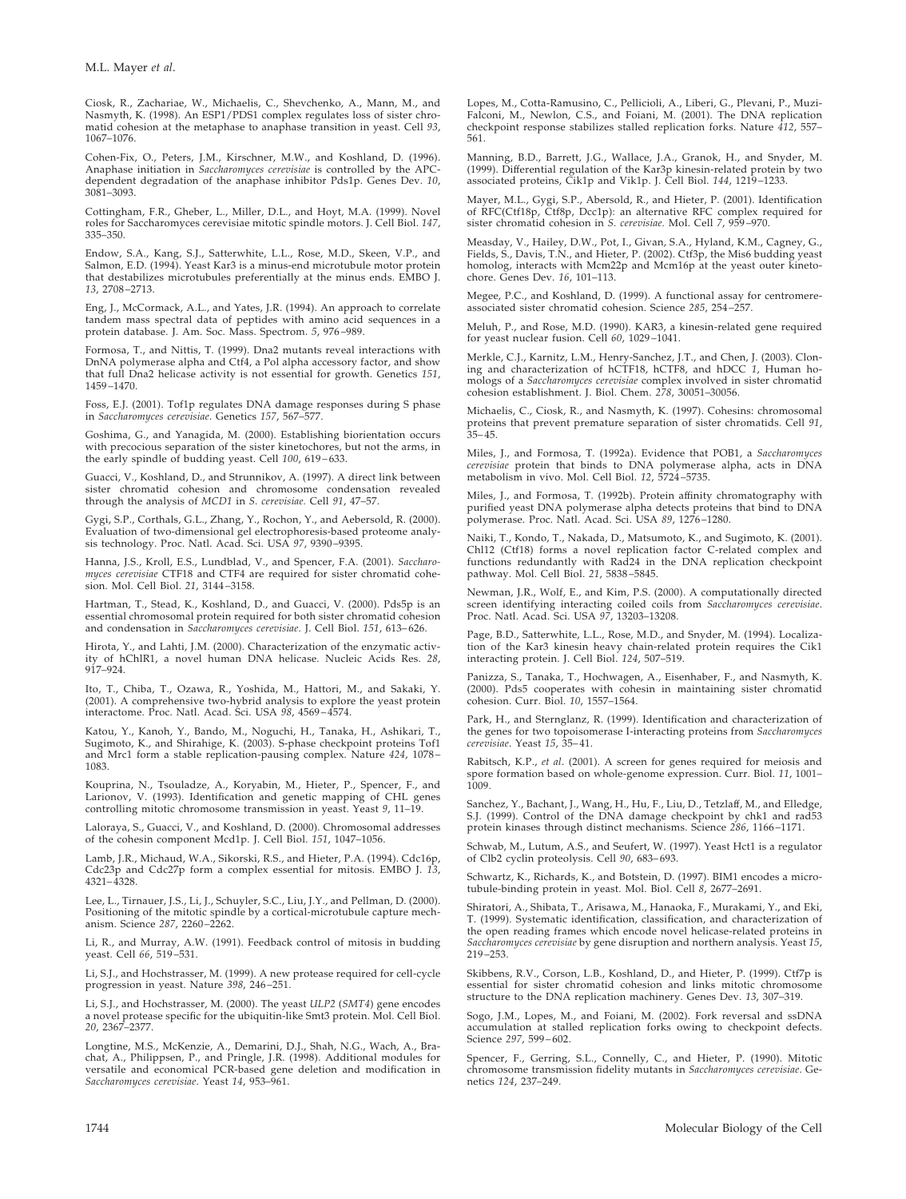Ciosk, R., Zachariae, W., Michaelis, C., Shevchenko, A., Mann, M., and Nasmyth, K. (1998). An ESP1/PDS1 complex regulates loss of sister chromatid cohesion at the metaphase to anaphase transition in yeast. Cell *93*, 1067–1076.

Cohen-Fix, O., Peters, J.M., Kirschner, M.W., and Koshland, D. (1996). Anaphase initiation in *Saccharomyces cerevisiae* is controlled by the APC-dependent degradation of the anaphase inhibitor Pds1p. Genes Dev. *10*, 3081–3093.

Cottingham, F.R., Gheber, L., Miller, D.L., and Hoyt, M.A. (1999). Novel roles for Saccharomyces cerevisiae mitotic spindle motors. J. Cell Biol. *147*, 335–350.

Endow, S.A., Kang, S.J., Satterwhite, L.L., Rose, M.D., Skeen, V.P., and Salmon, E.D. (1994). Yeast Kar3 is a minus-end microtubule motor protein that destabilizes microtubules preferentially at the minus ends. EMBO J. *13*, 2708–2713.

Eng, J., McCormack, A.L., and Yates, J.R. (1994). An approach to correlate tandem mass spectral data of peptides with amino acid sequences in a protein database. J. Am. Soc. Mass. Spectrom. *5*, 976–989.

Formosa, T., and Nittis, T. (1999). Dna2 mutants reveal interactions with DnNA polymerase alpha and Ctf4, a Pol alpha accessory factor, and show that full Dna2 helicase activity is not essential for growth. Genetics *151*, 1459–1470.

Foss, E.J. (2001). Tof1p regulates DNA damage responses during S phase in *Saccharomyces cerevisiae*. Genetics *157*, 567–577.

Goshima, G., and Yanagida, M. (2000). Establishing biorientation occurs with precocious separation of the sister kinetochores, but not the arms, in the early spindle of budding yeast. Cell *100*, 619–633.

Guacci, V., Koshland, D., and Strunnikov, A. (1997). A direct link between sister chromatid cohesion and chromosome condensation revealed through the analysis of *MCD1* in *S. cerevisiae*. Cell *91*, 47–57.

Gygi, S.P., Corthals, G.L., Zhang, Y., Rochon, Y., and Aebersold, R. (2000). Evaluation of two-dimensional gel electrophoresis-based proteome analysis technology. Proc. Natl. Acad. Sci. USA *97*, 9390–9395.

Hanna, J.S., Kroll, E.S., Lundblad, V., and Spencer, F.A. (2001). *Saccharomyces cerevisiae* CTF18 and CTF4 are required for sister chromatid cohesion. Mol. Cell Biol. *21*, 3144–3158.

Hartman, T., Stead, K., Koshland, D., and Guacci, V. (2000). Pds5p is an essential chromosomal protein required for both sister chromatid cohesion and condensation in *Saccharomyces cerevisiae*. J. Cell Biol. *151*, 613–626.

Hirota, Y., and Lahti, J.M. (2000). Characterization of the enzymatic activity of hChlR1, a novel human DNA helicase. Nucleic Acids Res. *28*, 917–924.

Ito, T., Chiba, T., Ozawa, R., Yoshida, M., Hattori, M., and Sakaki, Y. (2001). A comprehensive two-hybrid analysis to explore the yeast protein interactome. Proc. Natl. Acad. Sci. USA *98*, 4569–4574.

Katou, Y., Kanoh, Y., Bando, M., Noguchi, H., Tanaka, H., Ashikari, T., Sugimoto, K., and Shirahige, K. (2003). S-phase checkpoint proteins Tof1 and Mrc1 form a stable replication-pausing complex. Nature *424*, 1078–1083.

Kouprina, N., Tsouladze, A., Koryabin, M., Hieter, P., Spencer, F., and Larionov, V. (1993). Identification and genetic mapping of CHL genes controlling mitotic chromosome transmission in yeast. Yeast *9*, 11–19.

Laloraya, S., Guacci, V., and Koshland, D. (2000). Chromosomal addresses of the cohesin component Mcd1p. J. Cell Biol. *151*, 1047–1056.

Lamb, J.R., Michaud, W.A., Sikorski, R.S., and Hieter, P.A. (1994). Cdc16p, Cdc23p and Cdc27p form a complex essential for mitosis. EMBO J. *13*, 4321–4328.

Lee, L., Tirnauer, J.S., Li, J., Schuyler, S.C., Liu, J.Y., and Pellman, D. (2000). Positioning of the mitotic spindle by a cortical-microtubule capture mechanism. Science *287*, 2260–2262.

Li, R., and Murray, A.W. (1991). Feedback control of mitosis in budding yeast. Cell *66*, 519–531.

Li, S.J., and Hochstrasser, M. (1999). A new protease required for cell-cycle progression in yeast. Nature *398*, 246–251.

Li, S.J., and Hochstrasser, M. (2000). The yeast *ULP2* (*SMT4*) gene encodes a novel protease specific for the ubiquitin-like Smt3 protein. Mol. Cell Biol. *20*, 2367–2377.

Longtine, M.S., McKenzie, A., Demarini, D.J., Shah, N.G., Wach, A., Brachat, A., Philippsen, P., and Pringle, J.R. (1998). Additional modules for versatile and economical PCR-based gene deletion and modification in *Saccharomyces cerevisiae*. Yeast *14*, 953–961.

Lopes, M., Cotta-Ramusino, C., Pellicioli, A., Liberi, G., Plevani, P., Muzi-Falconi, M., Newlon, C.S., and Foiani, M. (2001). The DNA replication checkpoint response stabilizes stalled replication forks. Nature *412*, 557–561.

Manning, B.D., Barrett, J.G., Wallace, J.A., Granok, H., and Snyder, M. (1999). Differential regulation of the Kar3p kinesin-related protein by two associated proteins, Cik1p and Vik1p. J. Cell Biol. *144*, 1219–1233.

Mayer, M.L., Gygi, S.P., Abersold, R., and Hieter, P. (2001). Identification of RFC(Ctf18p, Ctf8p, Dcc1p): an alternative RFC complex required for sister chromatid cohesion in *S. cerevisiae*. Mol. Cell *7*, 959–970.

Measday, V., Hailey, D.W., Pot, I., Givan, S.A., Hyland, K.M., Cagney, G., Fields, S., Davis, T.N., and Hieter, P. (2002). Ctf3p, the Mis6 budding yeast homolog, interacts with Mcm22p and Mcm16p at the yeast outer kinetochore. Genes Dev. *16*, 101–113.

Megee, P.C., and Koshland, D. (1999). A functional assay for centromere-associated sister chromatid cohesion. Science *285*, 254–257.

Meluh, P., and Rose, M.D. (1990). KAR3, a kinesin-related gene required for yeast nuclear fusion. Cell *60*, 1029–1041.

Merkle, C.J., Karnitz, L.M., Henry-Sanchez, J.T., and Chen, J. (2003). Cloning and characterization of hCTF18, hCTF8, and hDCC 1, Human homologs of a *Saccharomyces cerevisiae* complex involved in sister chromatid cohesion establishment. J. Biol. Chem. *278*, 30051–30056.

Michaelis, C., Ciosk, R., and Nasmyth, K. (1997). Cohesins: chromosomal proteins that prevent premature separation of sister chromatids. Cell *91*, 35–45.

Miles, J., and Formosa, T. (1992a). Evidence that POB1, a *Saccharomyces cerevisiae* protein that binds to DNA polymerase alpha, acts in DNA metabolism in vivo. Mol. Cell Biol. *12*, 5724–5735.

Miles, J., and Formosa, T. (1992b). Protein affinity chromatography with purified yeast DNA polymerase alpha detects proteins that bind to DNA polymerase. Proc. Natl. Acad. Sci. USA *89*, 1276–1280.

Naiki, T., Kondo, T., Nakada, D., Matsumoto, K., and Sugimoto, K. (2001). Chl12 (Ctf18) forms a novel replication factor C-related complex and functions redundantly with Rad24 in the DNA replication checkpoint pathway. Mol. Cell Biol. *21*, 5838–5845.

Newman, J.R., Wolf, E., and Kim, P.S. (2000). A computationally directed screen identifying interacting coiled coils from *Saccharomyces cerevisiae*. Proc. Natl. Acad. Sci. USA *97*, 13203–13208.

Page, B.D., Satterwhite, L.L., Rose, M.D., and Snyder, M. (1994). Localization of the Kar3 kinesin heavy chain-related protein requires the Cik1 interacting protein. J. Cell Biol. *124*, 507–519.

Panizza, S., Tanaka, T., Hochwagen, A., Eisenhaber, F., and Nasmyth, K. (2000). Pds5 cooperates with cohesin in maintaining sister chromatid cohesion. Curr. Biol. *10*, 1557–1564.

Park, H., and Sternglanz, R. (1999). Identification and characterization of the genes for two topoisomerase I-interacting proteins from *Saccharomyces cerevisiae*. Yeast *15*, 35–41.

Rabitsch, K.P., *et al*. (2001). A screen for genes required for meiosis and spore formation based on whole-genome expression. Curr. Biol. *11*, 1001–1009.

Sanchez, Y., Bachant, J., Wang, H., Hu, F., Liu, D., Tetzlaff, M., and Elledge, S.J. (1999). Control of the DNA damage checkpoint by chk1 and rad53 protein kinases through distinct mechanisms. Science *286*, 1166–1171.

Schwab, M., Lutum, A.S., and Seufert, W. (1997). Yeast Hct1 is a regulator of Clb2 cyclin proteolysis. Cell *90*, 683–693.

Schwartz, K., Richards, K., and Botstein, D. (1997). BIM1 encodes a microtubule-binding protein in yeast. Mol. Biol. Cell *8*, 2677–2691.

Shiratori, A., Shibata, T., Arisawa, M., Hanaoka, F., Murakami, Y., and Eki, T. (1999). Systematic identification, classification, and characterization of the open reading frames which encode novel helicase-related proteins in *Saccharomyces cerevisiae* by gene disruption and northern analysis. Yeast *15*, 219–253.

Skibbens, R.V., Corson, L.B., Koshland, D., and Hieter, P. (1999). Ctf7p is essential for sister chromatid cohesion and links mitotic chromosome structure to the DNA replication machinery. Genes Dev. *13*, 307–319.

Sogo, J.M., Lopes, M., and Foiani, M. (2002). Fork reversal and ssDNA accumulation at stalled replication forks owing to checkpoint defects. Science *297*, 599–602.

Spencer, F., Gerring, S.L., Connelly, C., and Hieter, P. (1990). Mitotic chromosome transmission fidelity mutants in *Saccharomyces cerevisiae*. Genetics *124*, 237–249.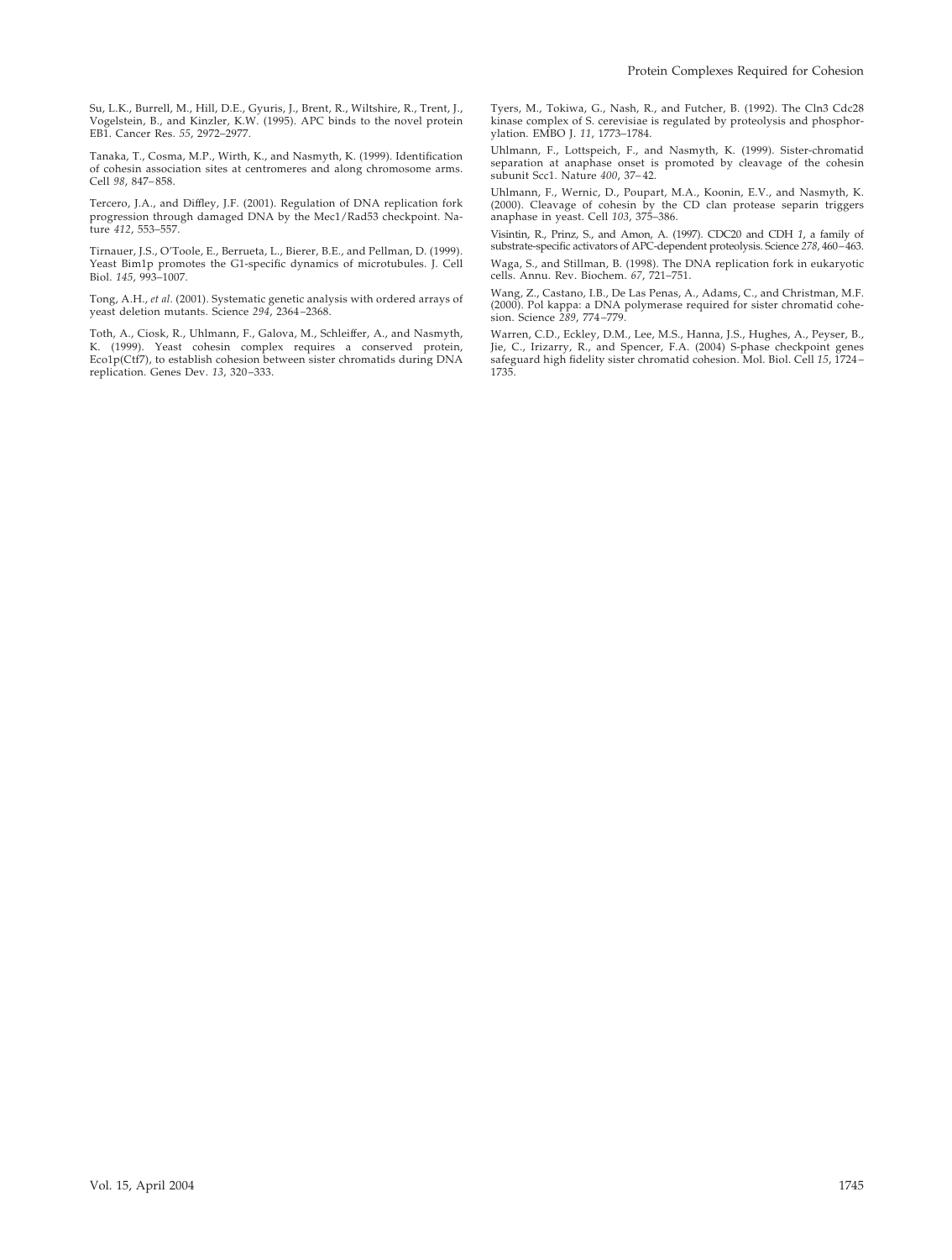Su, L.K., Burrell, M., Hill, D.E., Gyuris, J., Brent, R., Wiltshire, R., Trent, J., Vogelstein, B., and Kinzler, K.W. (1995). APC binds to the novel protein EB1. Cancer Res. *55*, 2972–2977.

Tanaka, T., Cosma, M.P., Wirth, K., and Nasmyth, K. (1999). Identification of cohesin association sites at centromeres and along chromosome arms. Cell *98*, 847–858.

Tercero, J.A., and Diffley, J.F. (2001). Regulation of DNA replication fork progression through damaged DNA by the Mec1/Rad53 checkpoint. Nature *412*, 553–557.

Tirnauer, J.S., O'Toole, E., Berrueta, L., Bierer, B.E., and Pellman, D. (1999). Yeast Bim1p promotes the G1-specific dynamics of microtubules. J. Cell Biol. *145*, 993–1007.

Tong, A.H., *et al.* (2001). Systematic genetic analysis with ordered arrays of yeast deletion mutants. Science *294*, 2364–2368.

Toth, A., Ciosk, R., Uhlmann, F., Galova, M., Schleiffer, A., and Nasmyth, K. (1999). Yeast cohesin complex requires a conserved protein, Eco1p(Ctf7), to establish cohesion between sister chromatids during DNA replication. Genes Dev. *13*, 320–333.

Tyers, M., Tokiwa, G., Nash, R., and Futcher, B. (1992). The Cln3 Cdc28 kinase complex of S. cerevisiae is regulated by proteolysis and phosphorylation. EMBO J. *11*, 1773–1784.

Uhlmann, F., Lottspeich, F., and Nasmyth, K. (1999). Sister-chromatid separation at anaphase onset is promoted by cleavage of the cohesin subunit Scc1. Nature *400*, 37–42.

Uhlmann, F., Wernic, D., Poupart, M.A., Koonin, E.V., and Nasmyth, K. (2000). Cleavage of cohesin by the CD clan protease separin triggers anaphase in yeast. Cell *103*, 375–386.

Visintin, R., Prinz, S., and Amon, A. (1997). CDC20 and CDH *1*, a family of substrate-specific activators of APC-dependent proteolysis. Science *278*, 460–463.

Waga, S., and Stillman, B. (1998). The DNA replication fork in eukaryotic cells. Annu. Rev. Biochem. *67*, 721–751.

Wang, Z., Castano, I.B., De Las Penas, A., Adams, C., and Christman, M.F. (2000). Pol kappa: a DNA polymerase required for sister chromatid cohesion. Science *289*, 774–779.

Warren, C.D., Eckley, D.M., Lee, M.S., Hanna, J.S., Hughes, A., Peyser, B., Jie, C., Irizarry, R., and Spencer, F.A. (2004) S-phase checkpoint genes safeguard high fidelity sister chromatid cohesion. Mol. Biol. Cell *15*, 1724–1735.